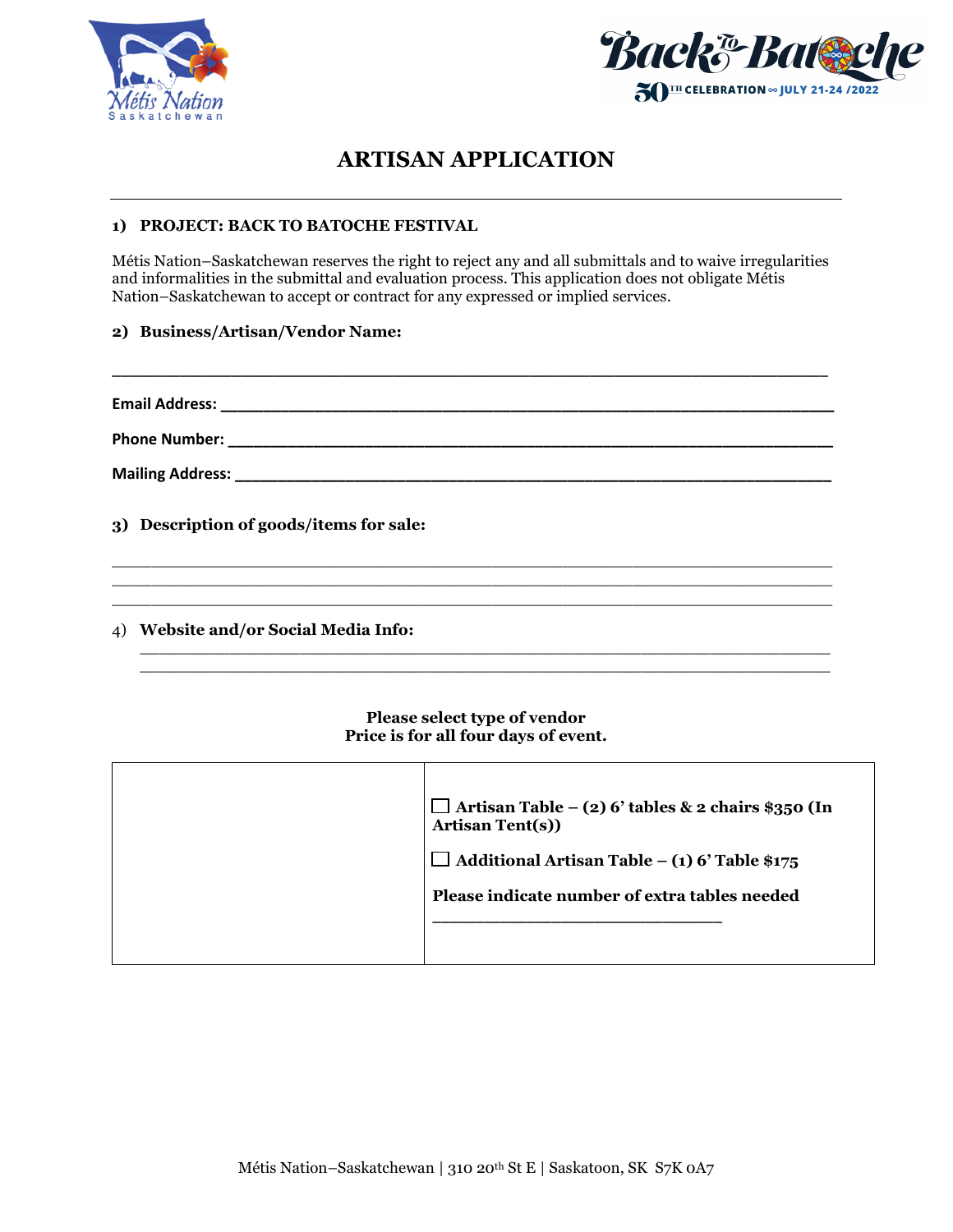# ARTISAN APPLICATION

**1) PROJECT: BACK TO BATOCHE FESTIVAL**

Métis Nation–Saskatchewan reserves the right to reject any and all submittals and to waive irregularities and informalities in the submittal and evaluation process. This application does not obligate Métis Nation–Saskatchewan to accept or contract for any expressed or implied services.

**2) Business/Artisan/Vendor Name:**

___________________________________________________________________

**Email Address:** ___________________________________________________________

**Phone Number:** ___________________________________________________________

**Mailing Address:** _________________________________________________________

**3) Description of goods/items for sale:**

___________________________________________________________________
___________________________________________________________________
___________________________________________________________________

4) **Website and/or Social Media Info:**

___________________________________________________________________
___________________________________________________________________

**Please select type of vendor**
**Price is for all four days of event.**

| | |
|---|---|
| | ☐ **Artisan Table – (2) 6' tables & 2 chairs $350 (In Artisan Tent(s))**<br><br>☐ **Additional Artisan Table – (1) 6' Table $175**<br><br>**Please indicate number of extra tables needed**<br>___________________________ |

Métis Nation–Saskatchewan | 310 20th St E | Saskatoon, SK S7K 0A7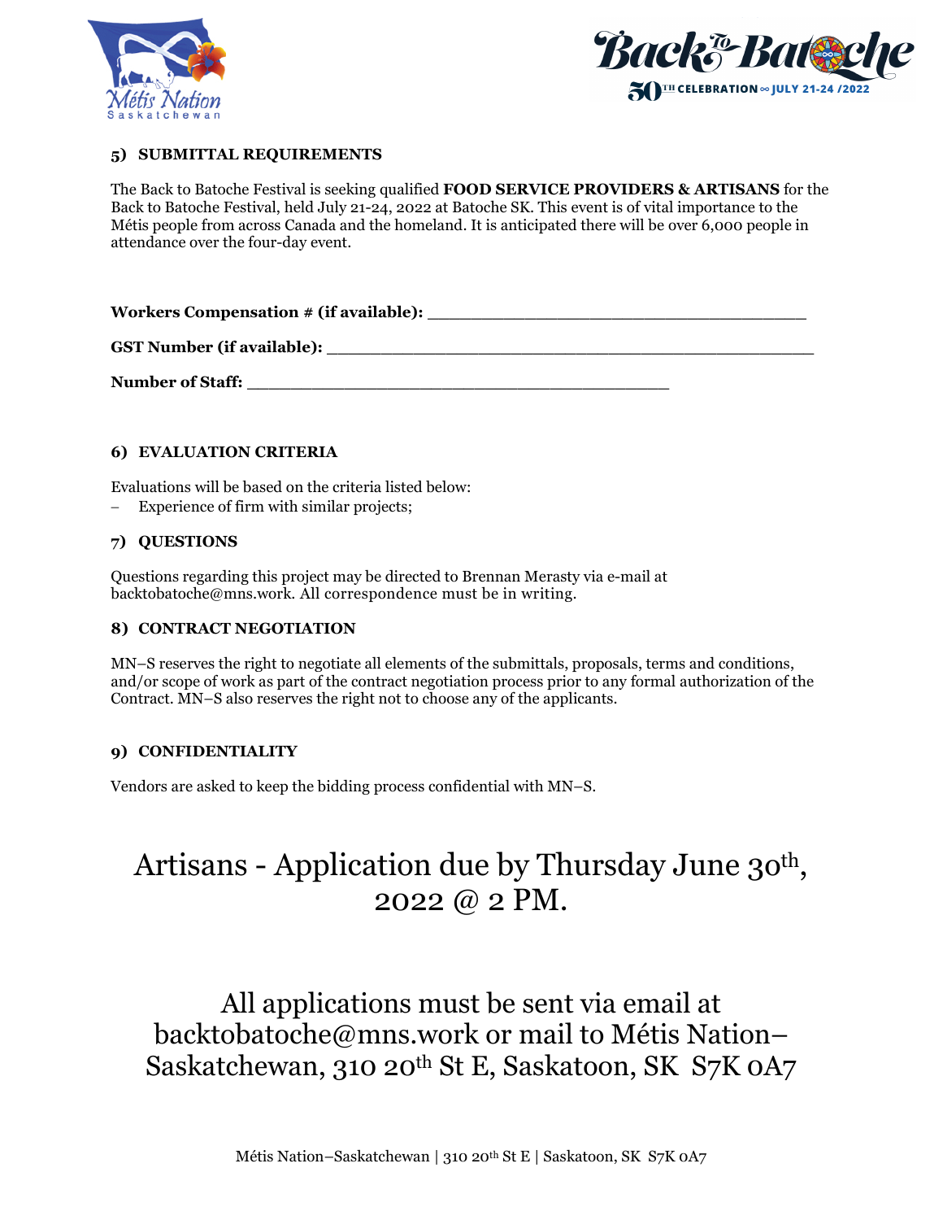### 5) SUBMITTAL REQUIREMENTS

The Back to Batoche Festival is seeking qualified **FOOD SERVICE PROVIDERS & ARTISANS** for the Back to Batoche Festival, held July 21-24, 2022 at Batoche SK. This event is of vital importance to the Métis people from across Canada and the homeland. It is anticipated there will be over 6,000 people in attendance over the four-day event.

**Workers Compensation # (if available):** ______________________________________

**GST Number (if available):** ________________________________________________

**Number of Staff:** __________________________________________

### 6) EVALUATION CRITERIA

Evaluations will be based on the criteria listed below:

- Experience of firm with similar projects;

### 7) QUESTIONS

Questions regarding this project may be directed to Brennan Merasty via e-mail at backtobatoche@mns.work. All correspondence must be in writing.

### 8) CONTRACT NEGOTIATION

MN–S reserves the right to negotiate all elements of the submittals, proposals, terms and conditions, and/or scope of work as part of the contract negotiation process prior to any formal authorization of the Contract. MN–S also reserves the right not to choose any of the applicants.

### 9) CONFIDENTIALITY

Vendors are asked to keep the bidding process confidential with MN–S.

## Artisans - Application due by Thursday June 30th, 2022 @ 2 PM.

## All applications must be sent via email at backtobatoche@mns.work or mail to Métis Nation–Saskatchewan, 310 20th St E, Saskatoon, SK S7K 0A7